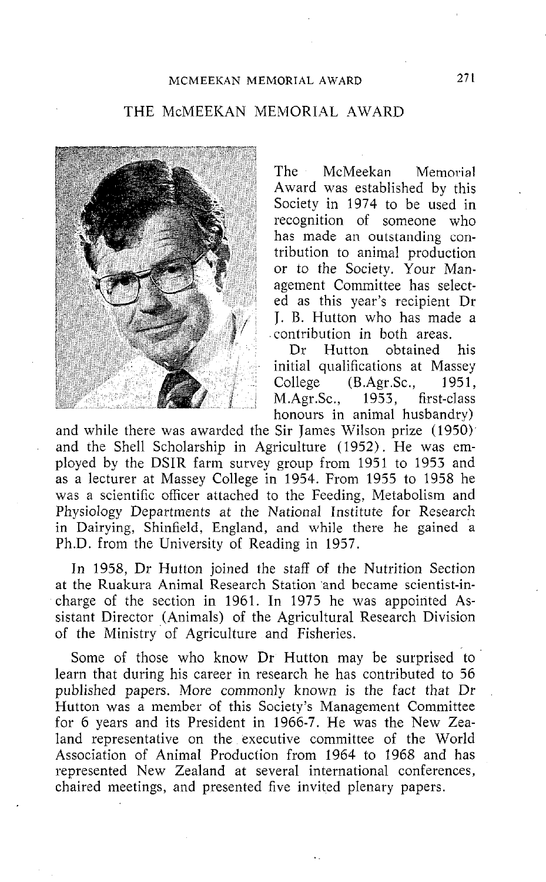# THE McMEEKAN MEMORIAL AWARD

The McMeekan Memorial Award was established by this Society in 1974 to be used in recognition of someone who has made an outstanding contribution to animal production or to the Society. Your Management Committee has selected as this year's recipient Dr J. B. Hutton who has made a contribution in both areas.

Dr Hutton obtained his initial qualifications at Massey College (B.Agr.Sc., 1951, M.Agr.Sc., 1953, first-class honours in animal husbandry) and while there was awarded the Sir James Wilson prize (1950) and the Shell Scholarship in Agriculture (1952). He was employed by the DSIR farm survey group from 1951 to 1953 and as a lecturer at Massey College in 1954. From 1955 to 1958 he was a scientific officer attached to the Feeding, Metabolism and Physiology Departments at the National Institute for Research in Dairying, Shinfield, England, and while there he gained a Ph.D. from the University of Reading in 1957.

In 1958, Dr Hutton joined the staff of the Nutrition Section at the Ruakura Animal Research Station and became scientist-in-charge of the section in 1961. In 1975 he was appointed Assistant Director (Animals) of the Agricultural Research Division of the Ministry of Agriculture and Fisheries.

Some of those who know Dr Hutton may be surprised to learn that during his career in research he has contributed to 56 published papers. More commonly known is the fact that Dr Hutton was a member of this Society's Management Committee for 6 years and its President in 1966-7. He was the New Zealand representative on the executive committee of the World Association of Animal Production from 1964 to 1968 and has represented New Zealand at several international conferences, chaired meetings, and presented five invited plenary papers.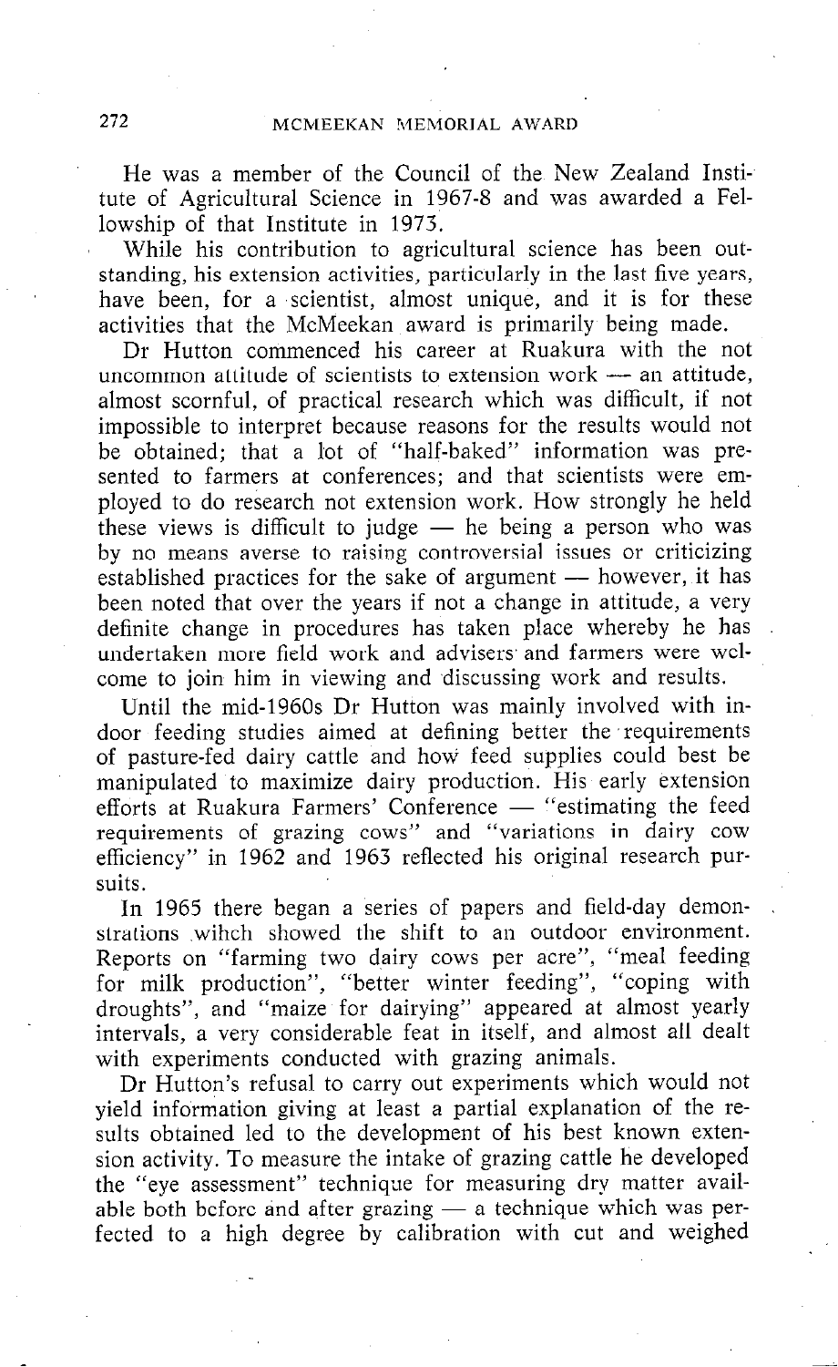He was a member of the Council of the New Zealand Institute of Agricultural Science in 1967-8 and was awarded a Fellowship of that Institute in 1973.

While his contribution to agricultural science has been outstanding, his extension activities, particularly in the last five years, have been, for a scientist, almost unique, and it is for these activities that the McMeekan award is primarily being made.

Dr Hutton commenced his career at Ruakura with the not uncommon attitude of scientists to extension work — an attitude, almost scornful, of practical research which was difficult, if not impossible to interpret because reasons for the results would not be obtained; that a lot of "half-baked" information was presented to farmers at conferences; and that scientists were employed to do research not extension work. How strongly he held these views is difficult to judge — he being a person who was by no means averse to raising controversial issues or criticizing established practices for the sake of argument — however, it has been noted that over the years if not a change in attitude, a very definite change in procedures has taken place whereby he has undertaken more field work and advisers and farmers were welcome to join him in viewing and discussing work and results.

Until the mid-1960s Dr Hutton was mainly involved with indoor feeding studies aimed at defining better the requirements of pasture-fed dairy cattle and how feed supplies could best be manipulated to maximize dairy production. His early extension efforts at Ruakura Farmers' Conference — "estimating the feed requirements of grazing cows" and "variations in dairy cow efficiency" in 1962 and 1963 reflected his original research pursuits.

In 1965 there began a series of papers and field-day demonstrations wihch showed the shift to an outdoor environment. Reports on "farming two dairy cows per acre", "meal feeding for milk production", "better winter feeding", "coping with droughts", and "maize for dairying" appeared at almost yearly intervals, a very considerable feat in itself, and almost all dealt with experiments conducted with grazing animals.

Dr Hutton's refusal to carry out experiments which would not yield information giving at least a partial explanation of the results obtained led to the development of his best known extension activity. To measure the intake of grazing cattle he developed the "eye assessment" technique for measuring dry matter available both before and after grazing — a technique which was perfected to a high degree by calibration with cut and weighed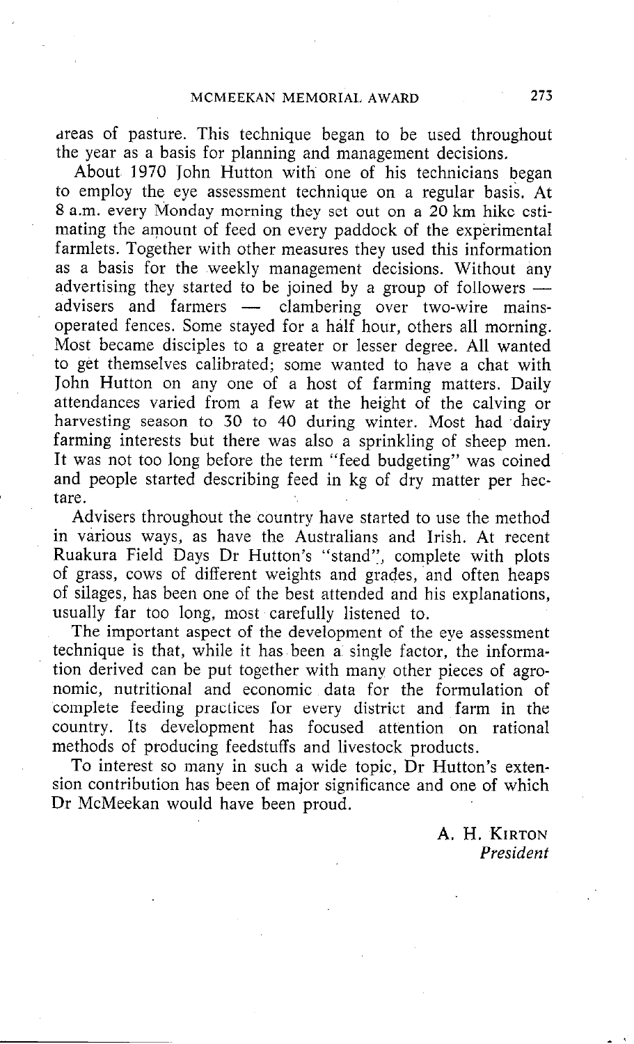areas of pasture. This technique began to be used throughout the year as a basis for planning and management decisions.

About 1970 John Hutton with one of his technicians began to employ the eye assessment technique on a regular basis. At 8 a.m. every Monday morning they set out on a 20 km hike estimating the amount of feed on every paddock of the experimental farmlets. Together with other measures they used this information as a basis for the weekly management decisions. Without any advertising they started to be joined by a group of followers — advisers and farmers — clambering over two-wire mains-operated fences. Some stayed for a half hour, others all morning. Most became disciples to a greater or lesser degree. All wanted to get themselves calibrated; some wanted to have a chat with John Hutton on any one of a host of farming matters. Daily attendances varied from a few at the height of the calving or harvesting season to 30 to 40 during winter. Most had dairy farming interests but there was also a sprinkling of sheep men. It was not too long before the term "feed budgeting" was coined and people started describing feed in kg of dry matter per hectare.

Advisers throughout the country have started to use the method in various ways, as have the Australians and Irish. At recent Ruakura Field Days Dr Hutton's "stand", complete with plots of grass, cows of different weights and grades, and often heaps of silages, has been one of the best attended and his explanations, usually far too long, most carefully listened to.

The important aspect of the development of the eye assessment technique is that, while it has been a single factor, the information derived can be put together with many other pieces of agronomic, nutritional and economic data for the formulation of complete feeding practices for every district and farm in the country. Its development has focused attention on rational methods of producing feedstuffs and livestock products.

To interest so many in such a wide topic, Dr Hutton's extension contribution has been of major significance and one of which Dr McMeekan would have been proud.

A. H. KIRTON
*President*